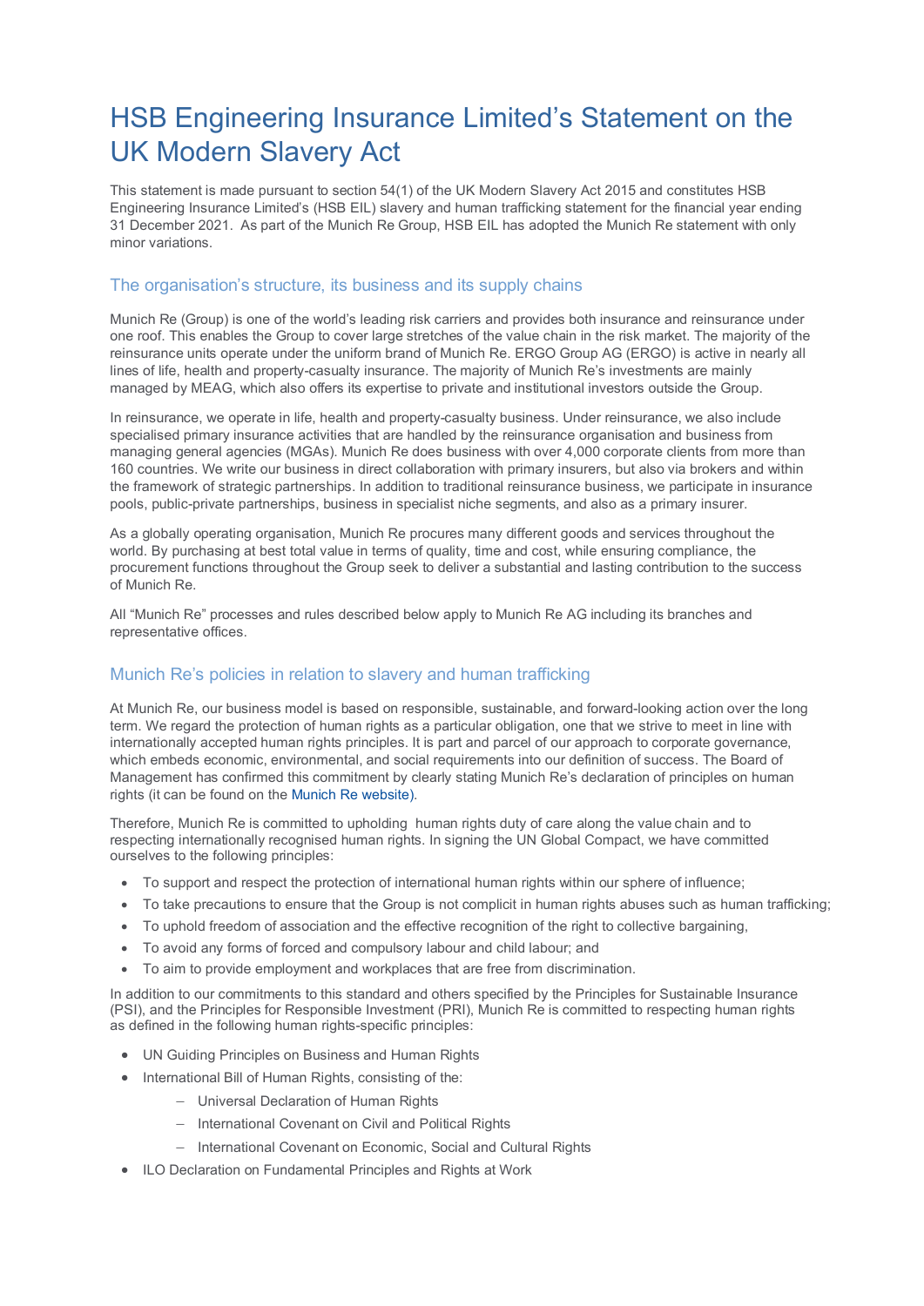# HSB Engineering Insurance Limited's Statement on the UK Modern Slavery Act

This statement is made pursuant to section 54(1) of the UK Modern Slavery Act 2015 and constitutes HSB Engineering Insurance Limited's (HSB EIL) slavery and human trafficking statement for the financial year ending 31 December 2021. As part of the Munich Re Group, HSB EIL has adopted the Munich Re statement with only minor variations.

## The organisation's structure, its business and its supply chains

Munich Re (Group) is one of the world's leading risk carriers and provides both insurance and reinsurance under one roof. This enables the Group to cover large stretches of the value chain in the risk market. The majority of the reinsurance units operate under the uniform brand of Munich Re. ERGO Group AG (ERGO) is active in nearly all lines of life, health and property-casualty insurance. The majority of Munich Re's investments are mainly managed by MEAG, which also offers its expertise to private and institutional investors outside the Group.

In reinsurance, we operate in life, health and property-casualty business. Under reinsurance, we also include specialised primary insurance activities that are handled by the reinsurance organisation and business from managing general agencies (MGAs). Munich Re does business with over 4,000 corporate clients from more than 160 countries. We write our business in direct collaboration with primary insurers, but also via brokers and within the framework of strategic partnerships. In addition to traditional reinsurance business, we participate in insurance pools, public-private partnerships, business in specialist niche segments, and also as a primary insurer.

As a globally operating organisation, Munich Re procures many different goods and services throughout the world. By purchasing at best total value in terms of quality, time and cost, while ensuring compliance, the procurement functions throughout the Group seek to deliver a substantial and lasting contribution to the success of Munich Re.

All "Munich Re" processes and rules described below apply to Munich Re AG including its branches and representative offices.

## Munich Re's policies in relation to slavery and human trafficking

At Munich Re, our business model is based on responsible, sustainable, and forward-looking action over the long term. We regard the protection of human rights as a particular obligation, one that we strive to meet in line with internationally accepted human rights principles. It is part and parcel of our approach to corporate governance, which embeds economic, environmental, and social requirements into our definition of success. The Board of Management has confirmed this commitment by clearly stating Munich Re's declaration of principles on human rights (it can be found on the Munich Re website).

Therefore, Munich Re is committed to upholding human rights duty of care along the value chain and to respecting internationally recognised human rights. In signing the UN Global Compact, we have committed ourselves to the following principles:

- To support and respect the protection of international human rights within our sphere of influence;
- To take precautions to ensure that the Group is not complicit in human rights abuses such as human trafficking;
- To uphold freedom of association and the effective recognition of the right to collective bargaining,
- To avoid any forms of forced and compulsory labour and child labour; and
- To aim to provide employment and workplaces that are free from discrimination.

In addition to our commitments to this standard and others specified by the Principles for Sustainable Insurance (PSI), and the Principles for Responsible Investment (PRI), Munich Re is committed to respecting human rights as defined in the following human rights-specific principles:

- UN Guiding Principles on Business and Human Rights
- International Bill of Human Rights, consisting of the:
  - Universal Declaration of Human Rights
  - International Covenant on Civil and Political Rights
  - International Covenant on Economic, Social and Cultural Rights
- ILO Declaration on Fundamental Principles and Rights at Work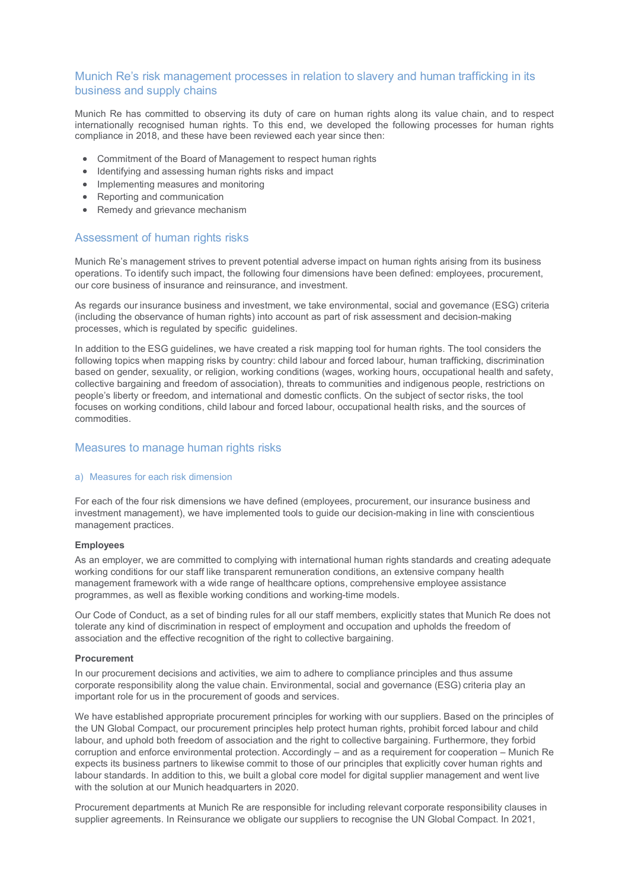## Munich Re's risk management processes in relation to slavery and human trafficking in its business and supply chains

Munich Re has committed to observing its duty of care on human rights along its value chain, and to respect internationally recognised human rights. To this end, we developed the following processes for human rights compliance in 2018, and these have been reviewed each year since then:

- Commitment of the Board of Management to respect human rights
- Identifying and assessing human rights risks and impact
- Implementing measures and monitoring
- Reporting and communication
- Remedy and grievance mechanism

## Assessment of human rights risks

Munich Re's management strives to prevent potential adverse impact on human rights arising from its business operations. To identify such impact, the following four dimensions have been defined: employees, procurement, our core business of insurance and reinsurance, and investment.

As regards our insurance business and investment, we take environmental, social and governance (ESG) criteria (including the observance of human rights) into account as part of risk assessment and decision-making processes, which is regulated by specific guidelines.

In addition to the ESG guidelines, we have created a risk mapping tool for human rights. The tool considers the following topics when mapping risks by country: child labour and forced labour, human trafficking, discrimination based on gender, sexuality, or religion, working conditions (wages, working hours, occupational health and safety, collective bargaining and freedom of association), threats to communities and indigenous people, restrictions on people's liberty or freedom, and international and domestic conflicts. On the subject of sector risks, the tool focuses on working conditions, child labour and forced labour, occupational health risks, and the sources of commodities.

## Measures to manage human rights risks

### a) Measures for each risk dimension

For each of the four risk dimensions we have defined (employees, procurement, our insurance business and investment management), we have implemented tools to guide our decision-making in line with conscientious management practices.

**Employees**

As an employer, we are committed to complying with international human rights standards and creating adequate working conditions for our staff like transparent remuneration conditions, an extensive company health management framework with a wide range of healthcare options, comprehensive employee assistance programmes, as well as flexible working conditions and working-time models.

Our Code of Conduct, as a set of binding rules for all our staff members, explicitly states that Munich Re does not tolerate any kind of discrimination in respect of employment and occupation and upholds the freedom of association and the effective recognition of the right to collective bargaining.

**Procurement**

In our procurement decisions and activities, we aim to adhere to compliance principles and thus assume corporate responsibility along the value chain. Environmental, social and governance (ESG) criteria play an important role for us in the procurement of goods and services.

We have established appropriate procurement principles for working with our suppliers. Based on the principles of the UN Global Compact, our procurement principles help protect human rights, prohibit forced labour and child labour, and uphold both freedom of association and the right to collective bargaining. Furthermore, they forbid corruption and enforce environmental protection. Accordingly – and as a requirement for cooperation – Munich Re expects its business partners to likewise commit to those of our principles that explicitly cover human rights and labour standards. In addition to this, we built a global core model for digital supplier management and went live with the solution at our Munich headquarters in 2020.

Procurement departments at Munich Re are responsible for including relevant corporate responsibility clauses in supplier agreements. In Reinsurance we obligate our suppliers to recognise the UN Global Compact. In 2021,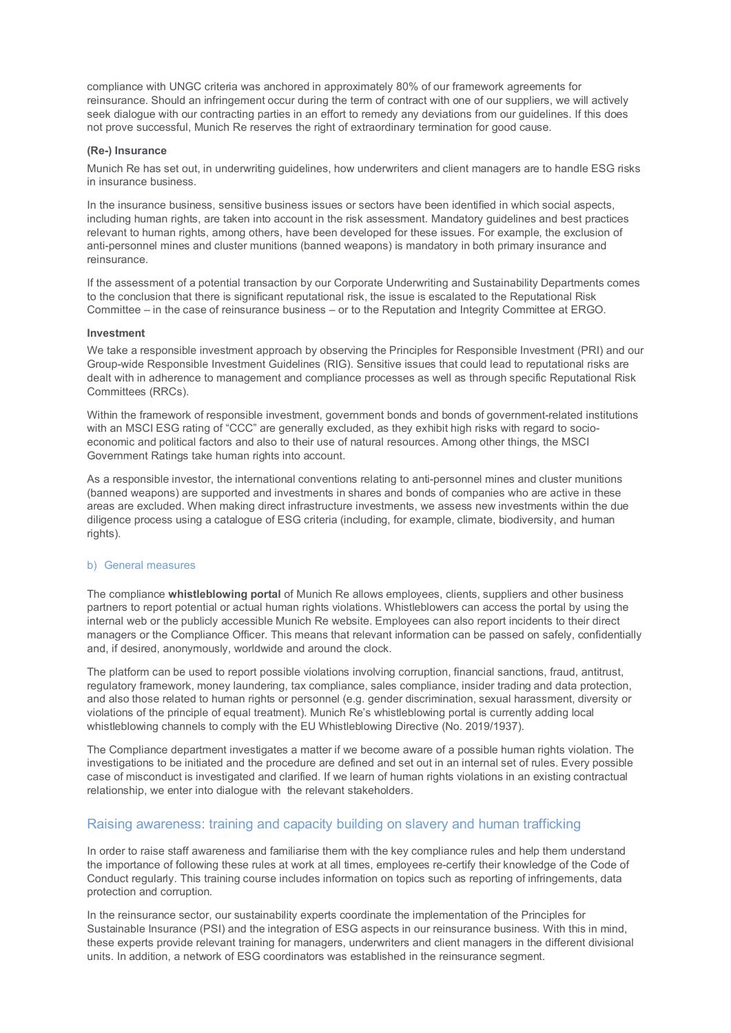compliance with UNGC criteria was anchored in approximately 80% of our framework agreements for reinsurance. Should an infringement occur during the term of contract with one of our suppliers, we will actively seek dialogue with our contracting parties in an effort to remedy any deviations from our guidelines. If this does not prove successful, Munich Re reserves the right of extraordinary termination for good cause.

#### (Re-) Insurance

Munich Re has set out, in underwriting guidelines, how underwriters and client managers are to handle ESG risks in insurance business.

In the insurance business, sensitive business issues or sectors have been identified in which social aspects, including human rights, are taken into account in the risk assessment. Mandatory guidelines and best practices relevant to human rights, among others, have been developed for these issues. For example, the exclusion of anti-personnel mines and cluster munitions (banned weapons) is mandatory in both primary insurance and reinsurance.

If the assessment of a potential transaction by our Corporate Underwriting and Sustainability Departments comes to the conclusion that there is significant reputational risk, the issue is escalated to the Reputational Risk Committee – in the case of reinsurance business – or to the Reputation and Integrity Committee at ERGO.

#### Investment

We take a responsible investment approach by observing the Principles for Responsible Investment (PRI) and our Group-wide Responsible Investment Guidelines (RIG). Sensitive issues that could lead to reputational risks are dealt with in adherence to management and compliance processes as well as through specific Reputational Risk Committees (RRCs).

Within the framework of responsible investment, government bonds and bonds of government-related institutions with an MSCI ESG rating of "CCC" are generally excluded, as they exhibit high risks with regard to socio-economic and political factors and also to their use of natural resources. Among other things, the MSCI Government Ratings take human rights into account.

As a responsible investor, the international conventions relating to anti-personnel mines and cluster munitions (banned weapons) are supported and investments in shares and bonds of companies who are active in these areas are excluded. When making direct infrastructure investments, we assess new investments within the due diligence process using a catalogue of ESG criteria (including, for example, climate, biodiversity, and human rights).

### b) General measures

The compliance **whistleblowing portal** of Munich Re allows employees, clients, suppliers and other business partners to report potential or actual human rights violations. Whistleblowers can access the portal by using the internal web or the publicly accessible Munich Re website. Employees can also report incidents to their direct managers or the Compliance Officer. This means that relevant information can be passed on safely, confidentially and, if desired, anonymously, worldwide and around the clock.

The platform can be used to report possible violations involving corruption, financial sanctions, fraud, antitrust, regulatory framework, money laundering, tax compliance, sales compliance, insider trading and data protection, and also those related to human rights or personnel (e.g. gender discrimination, sexual harassment, diversity or violations of the principle of equal treatment). Munich Re's whistleblowing portal is currently adding local whistleblowing channels to comply with the EU Whistleblowing Directive (No. 2019/1937).

The Compliance department investigates a matter if we become aware of a possible human rights violation. The investigations to be initiated and the procedure are defined and set out in an internal set of rules. Every possible case of misconduct is investigated and clarified. If we learn of human rights violations in an existing contractual relationship, we enter into dialogue with the relevant stakeholders.

## Raising awareness: training and capacity building on slavery and human trafficking

In order to raise staff awareness and familiarise them with the key compliance rules and help them understand the importance of following these rules at work at all times, employees re-certify their knowledge of the Code of Conduct regularly. This training course includes information on topics such as reporting of infringements, data protection and corruption.

In the reinsurance sector, our sustainability experts coordinate the implementation of the Principles for Sustainable Insurance (PSI) and the integration of ESG aspects in our reinsurance business. With this in mind, these experts provide relevant training for managers, underwriters and client managers in the different divisional units. In addition, a network of ESG coordinators was established in the reinsurance segment.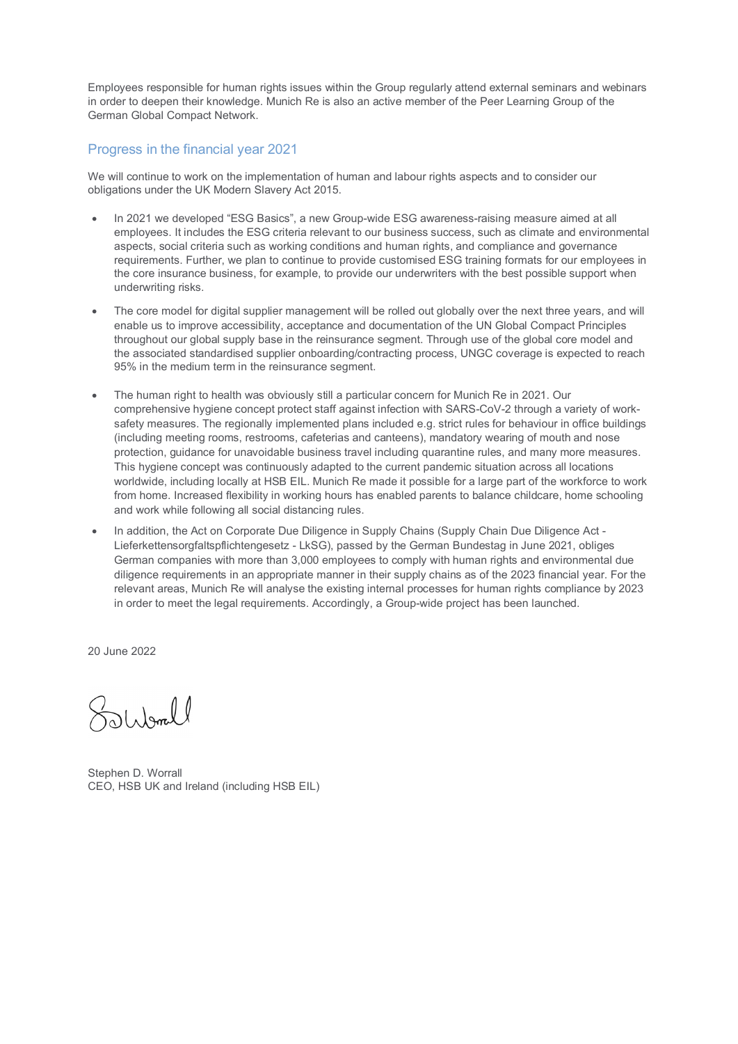Employees responsible for human rights issues within the Group regularly attend external seminars and webinars in order to deepen their knowledge. Munich Re is also an active member of the Peer Learning Group of the German Global Compact Network.

## Progress in the financial year 2021

We will continue to work on the implementation of human and labour rights aspects and to consider our obligations under the UK Modern Slavery Act 2015.

- In 2021 we developed "ESG Basics", a new Group-wide ESG awareness-raising measure aimed at all employees. It includes the ESG criteria relevant to our business success, such as climate and environmental aspects, social criteria such as working conditions and human rights, and compliance and governance requirements. Further, we plan to continue to provide customised ESG training formats for our employees in the core insurance business, for example, to provide our underwriters with the best possible support when underwriting risks.
- The core model for digital supplier management will be rolled out globally over the next three years, and will enable us to improve accessibility, acceptance and documentation of the UN Global Compact Principles throughout our global supply base in the reinsurance segment. Through use of the global core model and the associated standardised supplier onboarding/contracting process, UNGC coverage is expected to reach 95% in the medium term in the reinsurance segment.
- The human right to health was obviously still a particular concern for Munich Re in 2021. Our comprehensive hygiene concept protect staff against infection with SARS-CoV-2 through a variety of work-safety measures. The regionally implemented plans included e.g. strict rules for behaviour in office buildings (including meeting rooms, restrooms, cafeterias and canteens), mandatory wearing of mouth and nose protection, guidance for unavoidable business travel including quarantine rules, and many more measures. This hygiene concept was continuously adapted to the current pandemic situation across all locations worldwide, including locally at HSB EIL. Munich Re made it possible for a large part of the workforce to work from home. Increased flexibility in working hours has enabled parents to balance childcare, home schooling and work while following all social distancing rules.
- In addition, the Act on Corporate Due Diligence in Supply Chains (Supply Chain Due Diligence Act - Lieferkettensorgfaltspflichtengesetz - LkSG), passed by the German Bundestag in June 2021, obliges German companies with more than 3,000 employees to comply with human rights and environmental due diligence requirements in an appropriate manner in their supply chains as of the 2023 financial year. For the relevant areas, Munich Re will analyse the existing internal processes for human rights compliance by 2023 in order to meet the legal requirements. Accordingly, a Group-wide project has been launched.

20 June 2022

Stephen D. Worrall
CEO, HSB UK and Ireland (including HSB EIL)